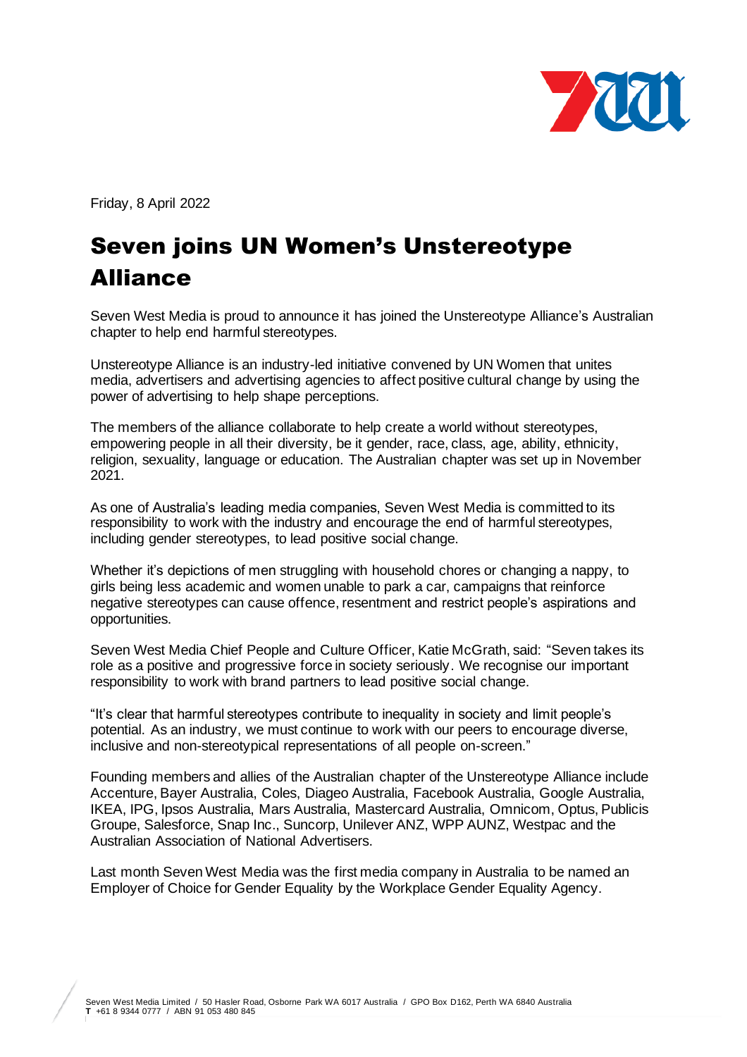Friday, 8 April 2022

# Seven joins UN Women's Unstereotype Alliance

Seven West Media is proud to announce it has joined the Unstereotype Alliance's Australian chapter to help end harmful stereotypes.

Unstereotype Alliance is an industry-led initiative convened by UN Women that unites media, advertisers and advertising agencies to affect positive cultural change by using the power of advertising to help shape perceptions.

The members of the alliance collaborate to help create a world without stereotypes, empowering people in all their diversity, be it gender, race, class, age, ability, ethnicity, religion, sexuality, language or education. The Australian chapter was set up in November 2021.

As one of Australia's leading media companies, Seven West Media is committed to its responsibility to work with the industry and encourage the end of harmful stereotypes, including gender stereotypes, to lead positive social change.

Whether it's depictions of men struggling with household chores or changing a nappy, to girls being less academic and women unable to park a car, campaigns that reinforce negative stereotypes can cause offence, resentment and restrict people's aspirations and opportunities.

Seven West Media Chief People and Culture Officer, Katie McGrath, said: "Seven takes its role as a positive and progressive force in society seriously. We recognise our important responsibility to work with brand partners to lead positive social change.

"It's clear that harmful stereotypes contribute to inequality in society and limit people's potential. As an industry, we must continue to work with our peers to encourage diverse, inclusive and non-stereotypical representations of all people on-screen."

Founding members and allies of the Australian chapter of the Unstereotype Alliance include Accenture, Bayer Australia, Coles, Diageo Australia, Facebook Australia, Google Australia, IKEA, IPG, Ipsos Australia, Mars Australia, Mastercard Australia, Omnicom, Optus, Publicis Groupe, Salesforce, Snap Inc., Suncorp, Unilever ANZ, WPP AUNZ, Westpac and the Australian Association of National Advertisers.

Last month Seven West Media was the first media company in Australia to be named an Employer of Choice for Gender Equality by the Workplace Gender Equality Agency.

Seven West Media Limited / 50 Hasler Road, Osborne Park WA 6017 Australia / GPO Box D162, Perth WA 6840 Australia
**T** +61 8 9344 0777 / ABN 91 053 480 845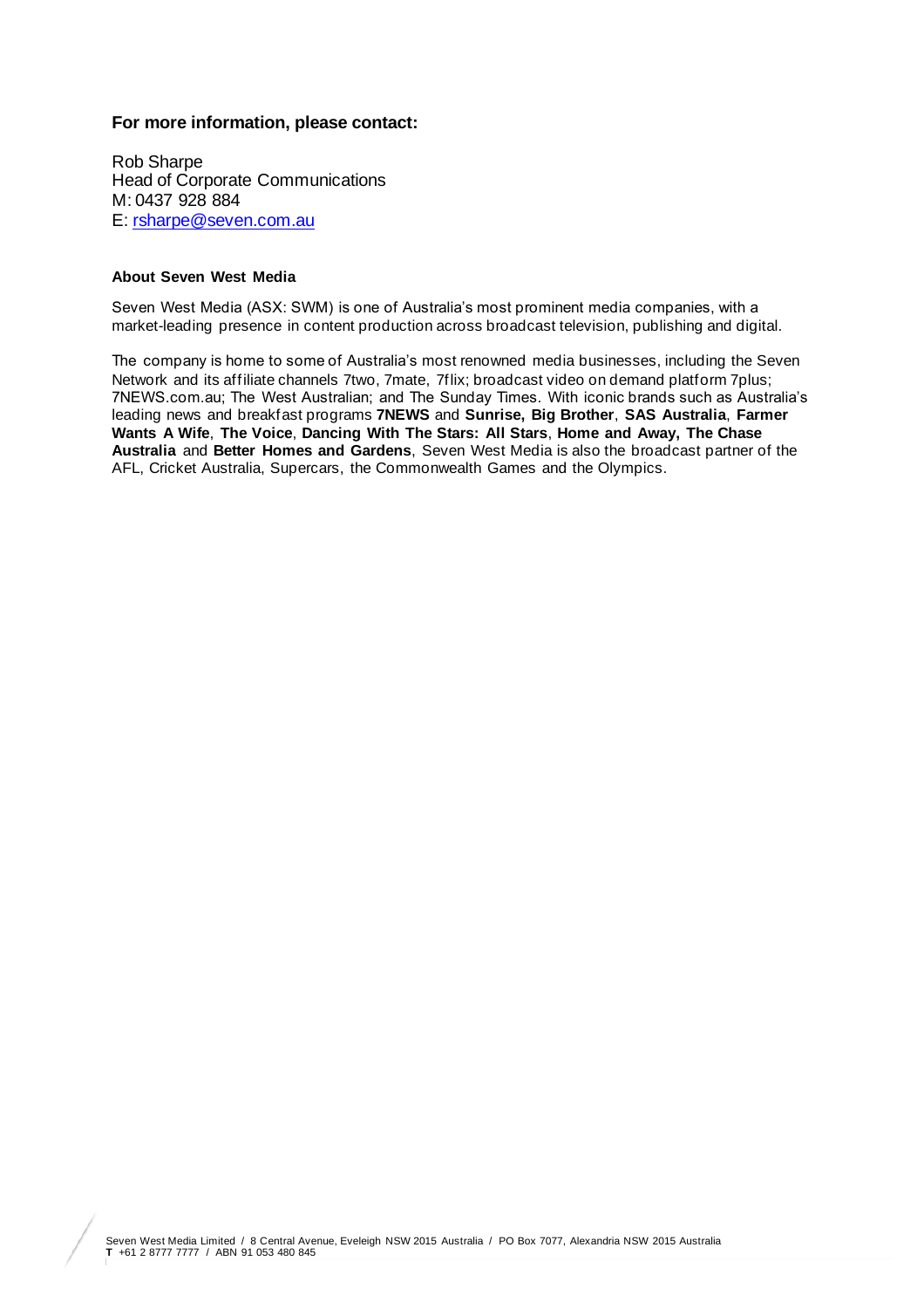**For more information, please contact:**

Rob Sharpe
Head of Corporate Communications
M: 0437 928 884
E: rsharpe@seven.com.au

**About Seven West Media**

Seven West Media (ASX: SWM) is one of Australia's most prominent media companies, with a market-leading presence in content production across broadcast television, publishing and digital.

The company is home to some of Australia's most renowned media businesses, including the Seven Network and its affiliate channels 7two, 7mate, 7flix; broadcast video on demand platform 7plus; 7NEWS.com.au; The West Australian; and The Sunday Times. With iconic brands such as Australia's leading news and breakfast programs **7NEWS** and **Sunrise, Big Brother**, **SAS Australia**, **Farmer Wants A Wife**, **The Voice**, **Dancing With The Stars: All Stars**, **Home and Away, The Chase Australia** and **Better Homes and Gardens**, Seven West Media is also the broadcast partner of the AFL, Cricket Australia, Supercars, the Commonwealth Games and the Olympics.

Seven West Media Limited / 8 Central Avenue, Eveleigh NSW 2015 Australia / PO Box 7077, Alexandria NSW 2015 Australia
**T** +61 2 8777 7777 / ABN 91 053 480 845